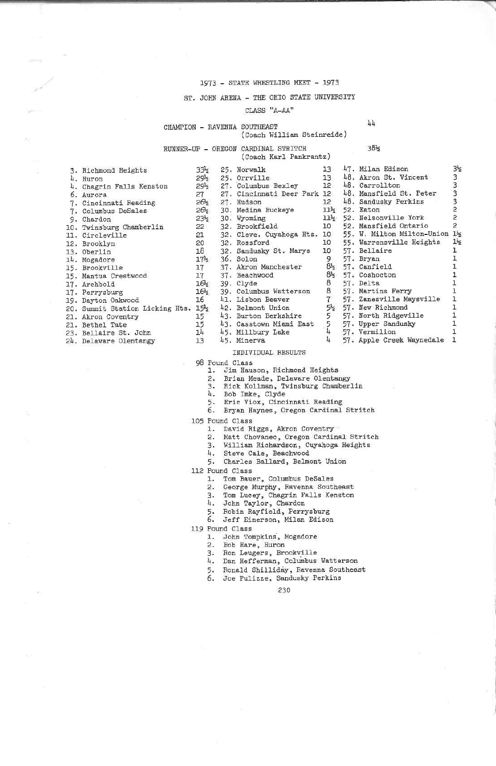# 1973 - STATE WRESTLING MEET - 1973

## ST. JOHN ARENA - THE OHIO STATE UNIVERSITY

### CLASS "A-AA"

CHAMPION - RAVENNA SOUTHEAST (Coach William Steinreide) 44

RUNNER-UP - OREGON CARDINAL STRITCH (Coach Karl Pankrantz) 38½

| | | | | | |
|---|---|---|---|---|---|
| 3. Richmond Heights | 33½ | 25. Norwalk | 13 | 47. Milan Edison | 3½ |
| 4. Huron | 29½ | 25. Orrville | 13 | 48. Akron St. Vincent | 3 |
| 4. Chagrin Falls Kenston | 29½ | 27. Columbus Bexley | 12 | 48. Carrollton | 3 |
| 6. Aurora | 27 | 27. Cincinnati Deer Park | 12 | 48. Mansfield St. Peter | 3 |
| 7. Cincinnati Reading | 26½ | 27. Hudson | 12 | 48. Sandusky Perkins | 3 |
| 7. Columbus DeSales | 26½ | 30. Medina Buckeye | 11½ | 52. Eaton | 2 |
| 9. Chardon | 23½ | 30. Wyoming | 11½ | 52. Nelsonville York | 2 |
| 10. Twinsburg Chamberlin | 22 | 32. Brookfield | 10 | 52. Mansfield Ontario | 2 |
| 11. Circleville | 21 | 32. Cleve. Cuyahoga Hts. | 10 | 55. W. Milton Milton-Union | 1½ |
| 12. Brooklyn | 20 | 32. Rossford | 10 | 55. Warrensville Heights | 1½ |
| 13. Oberlin | 18 | 32. Sandusky St. Marys | 10 | 57. Bellaire | 1 |
| 14. Mogadore | 17½ | 36. Solon | 9 | 57. Bryan | 1 |
| 15. Brookville | 17 | 37. Akron Manchester | 8½ | 57. Canfield | 1 |
| 15. Mantua Crestwood | 17 | 37. Beachwood | 8½ | 57. Coshocton | 1 |
| 17. Archbold | 16½ | 39. Clyde | 8 | 57. Delta | 1 |
| 17. Perrysburg | 16½ | 39. Columbus Watterson | 8 | 57. Martins Ferry | 1 |
| 19. Dayton Oakwood | 16 | 41. Lisbon Beaver | 7 | 57. Zanesville Maysville | 1 |
| 20. Summit Station Licking Hts. | 15½ | 42. Belmont Union | 5½ | 57. New Richmond | 1 |
| 21. Akron Coventry | 15 | 43. Burton Berkshire | 5 | 57. North Ridgeville | 1 |
| 21. Bethel Tate | 15 | 43. Casstown Miami East | 5 | 57. Upper Sandusky | 1 |
| 23. Bellaire St. John | 14 | 45. Millbury Lake | 4 | 57. Vermilion | 1 |
| 24. Delaware Olentangy | 13 | 45. Minerva | 4 | 57. Apple Creek Waynedale | 1 |

## INDIVIDUAL RESULTS

98 Pound Class
1. Jim Hauson, Richmond Heights
2. Brian Meade, Delaware Olentangy
3. Rick Kollman, Twinsburg Chamberlin
4. Bob Imke, Clyde
5. Eric Viox, Cincinnati Reading
6. Bryan Haynes, Oregon Cardinal Stritch

105 Pound Class
1. David Riggs, Akron Coventry
2. Matt Chovanec, Oregon Cardinal Stritch
3. William Richardson, Cuyahoga Heights
4. Steve Cale, Beachwood
5. Charles Ballard, Belmont Union

112 Pound Class
1. Tom Bauer, Columbus DeSales
2. George Murphy, Ravenna Southeast
3. Tom Lucey, Chagrin Falls Kenston
4. John Taylor, Chardon
5. Robin Rayfield, Perrysburg
6. Jeff Einerson, Milan Edison

119 Pound Class
1. John Tompkins, Mogadore
2. Bob Hare, Huron
3. Ron Leugers, Brookville
4. Dan Hefferman, Columbus Watterson
5. Ronald Shilliday, Ravenna Southeast
6. Joe Pulizze, Sandusky Perkins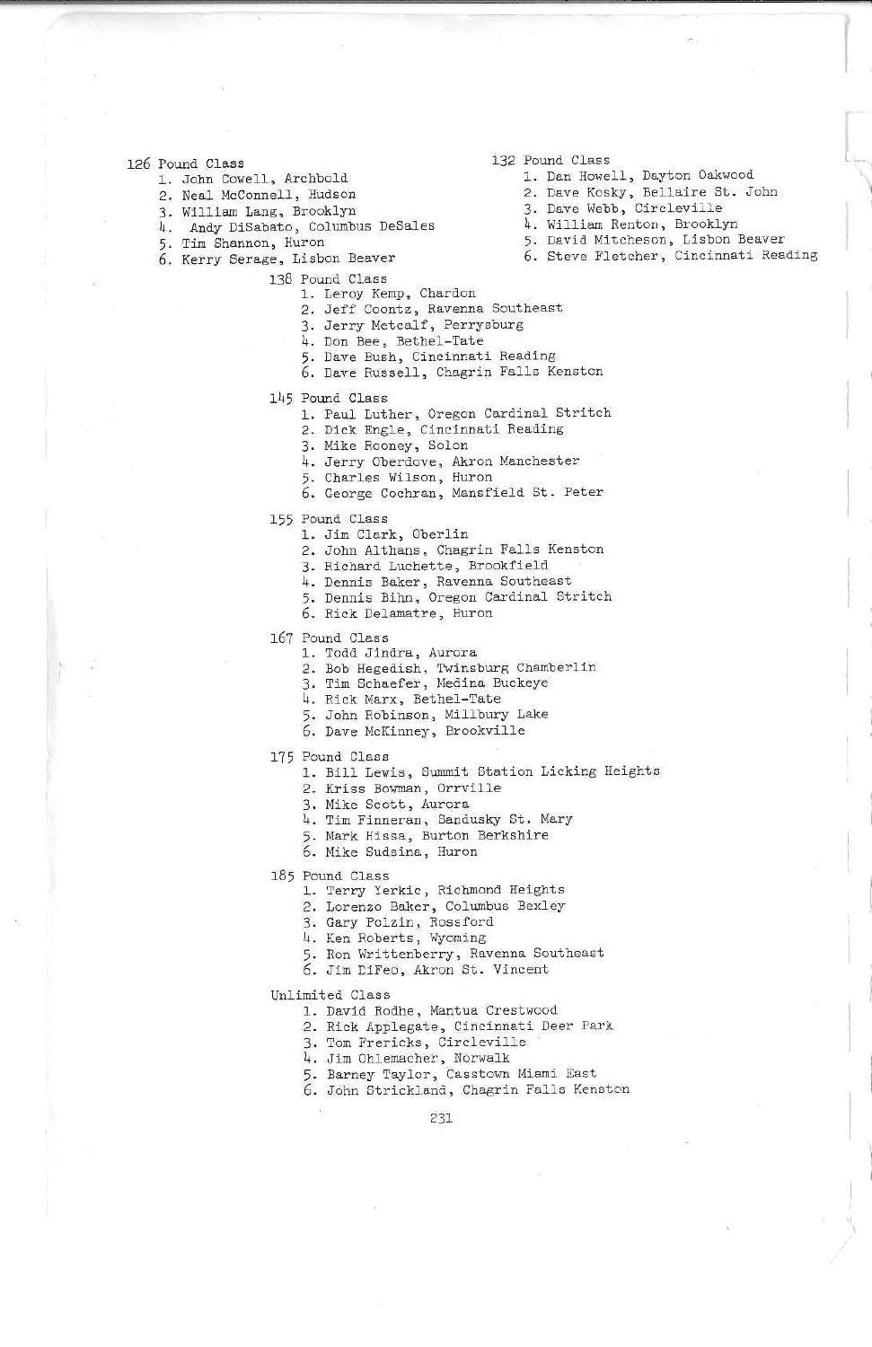126 Pound Class

1. John Cowell, Archbold
2. Neal McConnell, Hudson
3. William Lang, Brooklyn
4. Andy DiSabato, Columbus DeSales
5. Tim Shannon, Huron
6. Kerry Serage, Lisbon Beaver

132 Pound Class

1. Dan Howell, Dayton Oakwood
2. Dave Kosky, Bellaire St. John
3. Dave Webb, Circleville
4. William Renton, Brooklyn
5. David Mitcheson, Lisbon Beaver
6. Steve Fletcher, Cincinnati Reading

138 Pound Class

1. Leroy Kemp, Chardon
2. Jeff Coontz, Ravenna Southeast
3. Jerry Metcalf, Perrysburg
4. Don Bee, Bethel-Tate
5. Dave Bush, Cincinnati Reading
6. Dave Russell, Chagrin Falls Kenston

145 Pound Class

1. Paul Luther, Oregon Cardinal Stritch
2. Dick Engle, Cincinnati Reading
3. Mike Rooney, Solon
4. Jerry Oberdove, Akron Manchester
5. Charles Wilson, Huron
6. George Cochran, Mansfield St. Peter

155 Pound Class

1. Jim Clark, Oberlin
2. John Althans, Chagrin Falls Kenston
3. Richard Luchette, Brookfield
4. Dennis Baker, Ravenna Southeast
5. Dennis Bihn, Oregon Cardinal Stritch
6. Rick Delamatre, Huron

167 Pound Class

1. Todd Jindra, Aurora
2. Bob Hegedish, Twinsburg Chamberlin
3. Tim Schaefer, Medina Buckeye
4. Rick Marx, Bethel-Tate
5. John Robinson, Millbury Lake
6. Dave McKinney, Brookville

175 Pound Class

1. Bill Lewis, Summit Station Licking Heights
2. Kriss Bowman, Orrville
3. Mike Scott, Aurora
4. Tim Finneran, Sandusky St. Mary
5. Mark Hissa, Burton Berkshire
6. Mike Sudsina, Huron

185 Pound Class

1. Terry Yerkic, Richmond Heights
2. Lorenzo Baker, Columbus Bexley
3. Gary Polzin, Rossford
4. Ken Roberts, Wyoming
5. Ron Writtenberry, Ravenna Southeast
6. Jim DiFeo, Akron St. Vincent

Unlimited Class

1. David Rodhe, Mantua Crestwood
2. Rick Applegate, Cincinnati Deer Park
3. Tom Frericks, Circleville
4. Jim Ohlemacher, Norwalk
5. Barney Taylor, Casstown Miami East
6. John Strickland, Chagrin Falls Kenston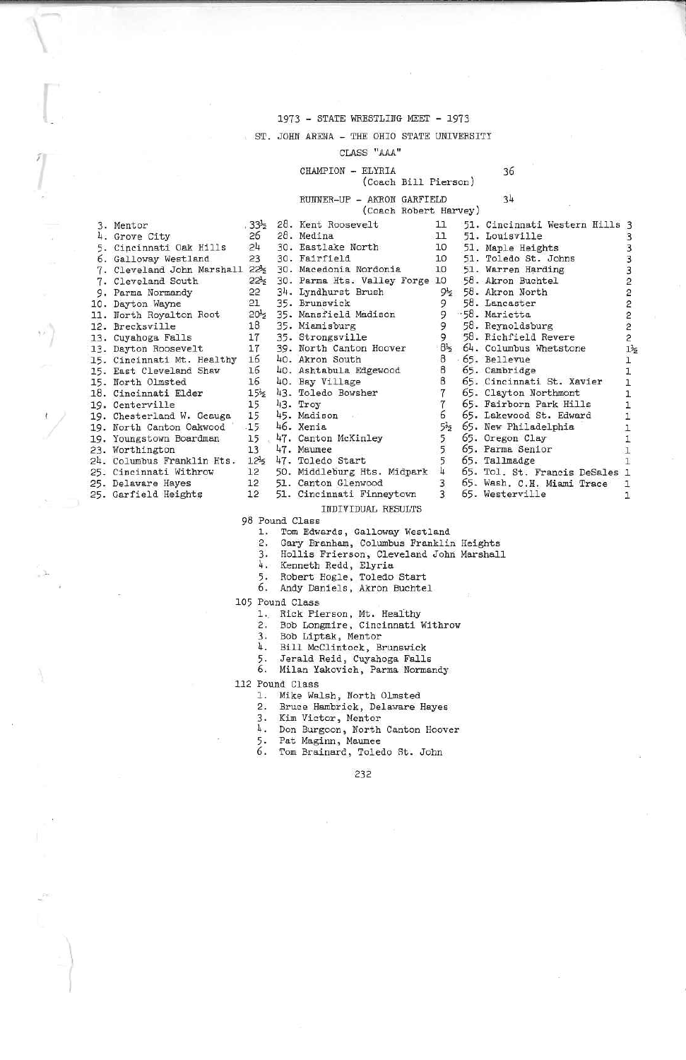# 1973 - STATE WRESTLING MEET - 1973

ST. JOHN ARENA - THE OHIO STATE UNIVERSITY

CLASS "AAA"

CHAMPION - ELYRIA (Coach Bill Pierson) 36

RUNNER-UP - AKRON GARFIELD (Coach Robert Harvey) 34

| | | | | | |
|---|---|---|---|---|---|
| 3. Mentor | 33½ | 28. Kent Roosevelt | 11 | 51. Cincinnati Western Hills | 3 |
| 4. Grove City | 26 | 28. Medina | 11 | 51. Louisville | 3 |
| 5. Cincinnati Oak Hills | 24 | 30. Eastlake North | 10 | 51. Maple Heights | 3 |
| 6. Galloway Westland | 23 | 30. Fairfield | 10 | 51. Toledo St. Johns | 3 |
| 7. Cleveland John Marshall | 22½ | 30. Macedonia Nordonia | 10 | 51. Warren Harding | 3 |
| 7. Cleveland South | 22½ | 30. Parma Hts. Valley Forge | 10 | 58. Akron Buchtel | 2 |
| 9. Parma Normandy | 22 | 34. Lyndhurst Brush | 9½ | 58. Akron North | 2 |
| 10. Dayton Wayne | 21 | 35. Brunswick | 9 | 58. Lancaster | 2 |
| 11. North Royalton Root | 20½ | 35. Mansfield Madison | 9 | 58. Marietta | 2 |
| 12. Brecksville | 18 | 35. Miamisburg | 9 | 58. Reynoldsburg | 2 |
| 13. Cuyahoga Falls | 17 | 35. Strongsville | 9 | 58. Richfield Revere | 2 |
| 13. Dayton Roosevelt | 17 | 39. North Canton Hoover | 8½ | 64. Columbus Whetstone | 1½ |
| 15. Cincinnati Mt. Healthy | 16 | 40. Akron South | 8 | 65. Bellevue | 1 |
| 15. East Cleveland Shaw | 16 | 40. Ashtabula Edgewood | 8 | 65. Cambridge | 1 |
| 15. North Olmsted | 16 | 40. Bay Village | 8 | 65. Cincinnati St. Xavier | 1 |
| 18. Cincinnati Elder | 15½ | 43. Toledo Bowsher | 7 | 65. Clayton Northmont | 1 |
| 19. Centerville | 15 | 43. Troy | 7 | 65. Fairborn Park Hills | 1 |
| 19. Chesterland W. Geauga | 15 | 45. Madison | 6 | 65. Lakewood St. Edward | 1 |
| 19. North Canton Oakwood | 15 | 46. Xenia | 5½ | 65. New Philadelphia | 1 |
| 19. Youngstown Boardman | 15 | 47. Canton McKinley | 5 | 65. Oregon Clay | 1 |
| 23. Worthington | 13 | 47. Maumee | 5 | 65. Parma Senior | 1 |
| 24. Columbus Franklin Hts. | 12½ | 47. Toledo Start | 5 | 65. Tallmadge | 1 |
| 25. Cincinnati Withrow | 12 | 50. Middleburg Hts. Midpark | 4 | 65. Tol. St. Francis DeSales | 1 |
| 25. Delaware Hayes | 12 | 51. Canton Glenwood | 3 | 65. Wash. C.H. Miami Trace | 1 |
| 25. Garfield Heights | 12 | 51. Cincinnati Finneytown | 3 | 65. Westerville | 1 |

## INDIVIDUAL RESULTS

98 Pound Class
1. Tom Edwards, Galloway Westland
2. Gary Branham, Columbus Franklin Heights
3. Hollis Frierson, Cleveland John Marshall
4. Kenneth Redd, Elyria
5. Robert Hogle, Toledo Start
6. Andy Daniels, Akron Buchtel

105 Pound Class
1. Rick Pierson, Mt. Healthy
2. Bob Longmire, Cincinnati Withrow
3. Bob Liptak, Mentor
4. Bill McClintock, Brunswick
5. Jerald Reid, Cuyahoga Falls
6. Milan Yakovich, Parma Normandy

112 Pound Class
1. Mike Walsh, North Olmsted
2. Bruce Hambrick, Delaware Hayes
3. Kim Victor, Mentor
4. Don Burgoon, North Canton Hoover
5. Pat Maginn, Maumee
6. Tom Brainard, Toledo St. John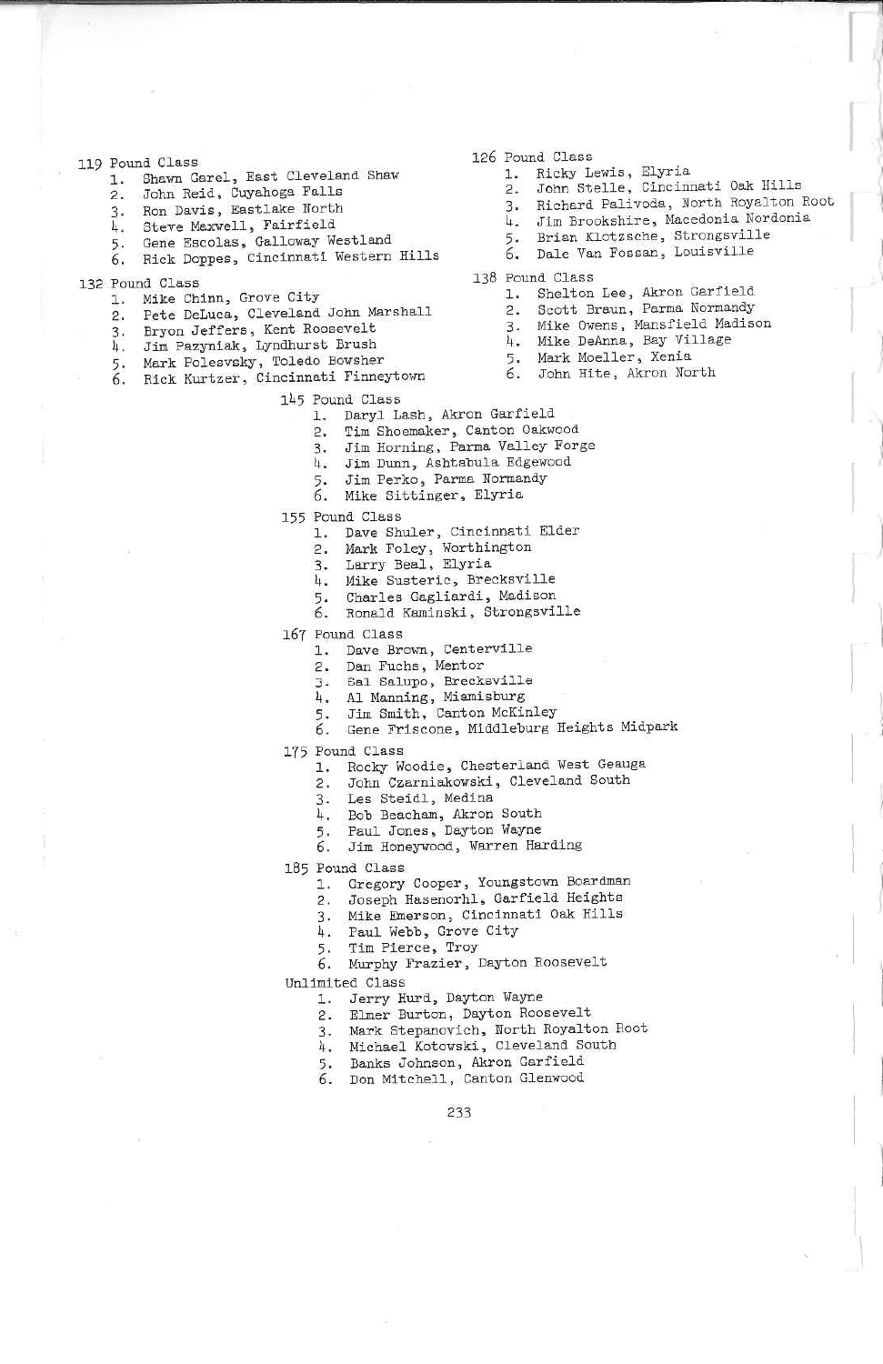119 Pound Class

1. Shawn Garel, East Cleveland Shaw
2. John Reid, Cuyahoga Falls
3. Ron Davis, Eastlake North
4. Steve Maxwell, Fairfield
5. Gene Escolas, Galloway Westland
6. Rick Doppes, Cincinnati Western Hills

126 Pound Class

1. Ricky Lewis, Elyria
2. John Stelle, Cincinnati Oak Hills
3. Richard Palivoda, North Royalton Root
4. Jim Brookshire, Macedonia Nordonia
5. Brian Klotzsche, Strongsville
6. Dale Van Fossan, Louisville

132 Pound Class

1. Mike Chinn, Grove City
2. Pete DeLuca, Cleveland John Marshall
3. Bryon Jeffers, Kent Roosevelt
4. Jim Pazyniak, Lyndhurst Brush
5. Mark Polesvsky, Toledo Bowsher
6. Rick Kurtzer, Cincinnati Finneytown

138 Pound Class

1. Shelton Lee, Akron Garfield
2. Scott Braun, Parma Normandy
3. Mike Owens, Mansfield Madison
4. Mike DeAnna, Bay Village
5. Mark Moeller, Xenia
6. John Hite, Akron North

145 Pound Class

1. Daryl Lash, Akron Garfield
2. Tim Shoemaker, Canton Oakwood
3. Jim Horning, Parma Valley Forge
4. Jim Dunn, Ashtabula Edgewood
5. Jim Perko, Parma Normandy
6. Mike Sittinger, Elyria

155 Pound Class

1. Dave Shuler, Cincinnati Elder
2. Mark Foley, Worthington
3. Larry Beal, Elyria
4. Mike Susteric, Brecksville
5. Charles Gagliardi, Madison
6. Ronald Kaminski, Strongsville

167 Pound Class

1. Dave Brown, Centerville
2. Dan Fuchs, Mentor
3. Sal Salupo, Brecksville
4. Al Manning, Miamisburg
5. Jim Smith, Canton McKinley
6. Gene Friscone, Middleburg Heights Midpark

175 Pound Class

1. Rocky Woodie, Chesterland West Geauga
2. John Czarniakowski, Cleveland South
3. Les Steidl, Medina
4. Bob Beacham, Akron South
5. Paul Jones, Dayton Wayne
6. Jim Honeywood, Warren Harding

185 Pound Class

1. Gregory Cooper, Youngstown Boardman
2. Joseph Hasenorhl, Garfield Heights
3. Mike Emerson, Cincinnati Oak Hills
4. Paul Webb, Grove City
5. Tim Pierce, Troy
6. Murphy Frazier, Dayton Roosevelt

Unlimited Class

1. Jerry Hurd, Dayton Wayne
2. Elmer Burton, Dayton Roosevelt
3. Mark Stepanovich, North Royalton Root
4. Michael Kotowski, Cleveland South
5. Banks Johnson, Akron Garfield
6. Don Mitchell, Canton Glenwood